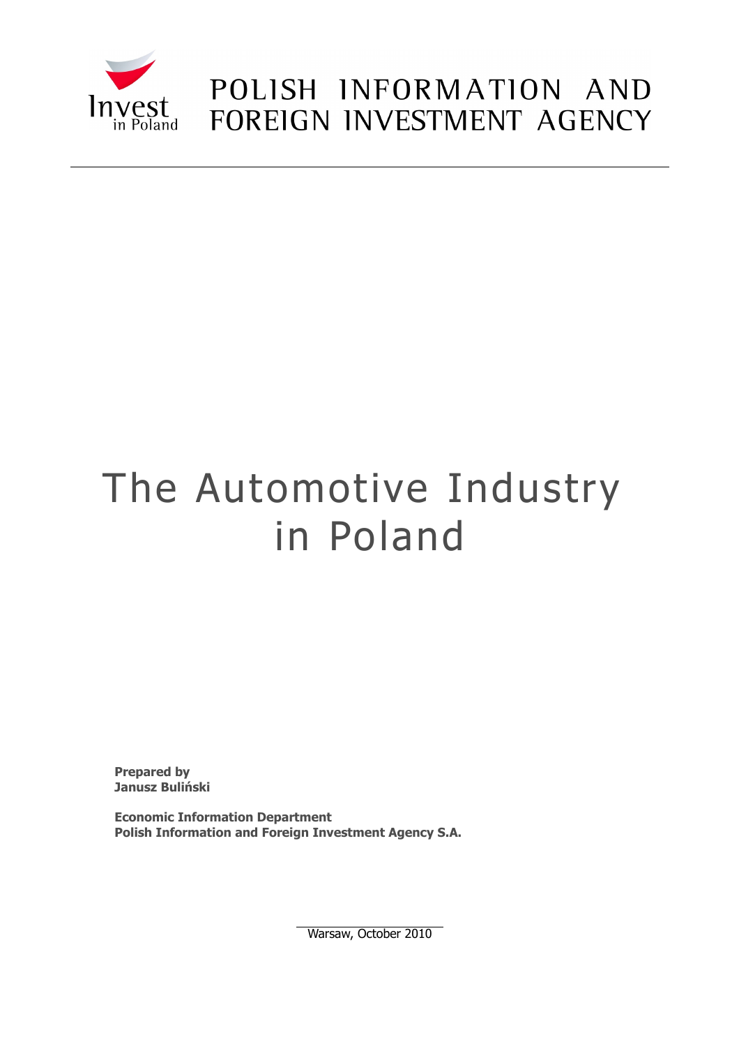Invest in Poland

POLISH INFORMATION AND FOREIGN INVESTMENT AGENCY

# The Automotive Industry in Poland

**Prepared by**
**Janusz Buliński**

**Economic Information Department**
**Polish Information and Foreign Investment Agency S.A.**

Warsaw, October 2010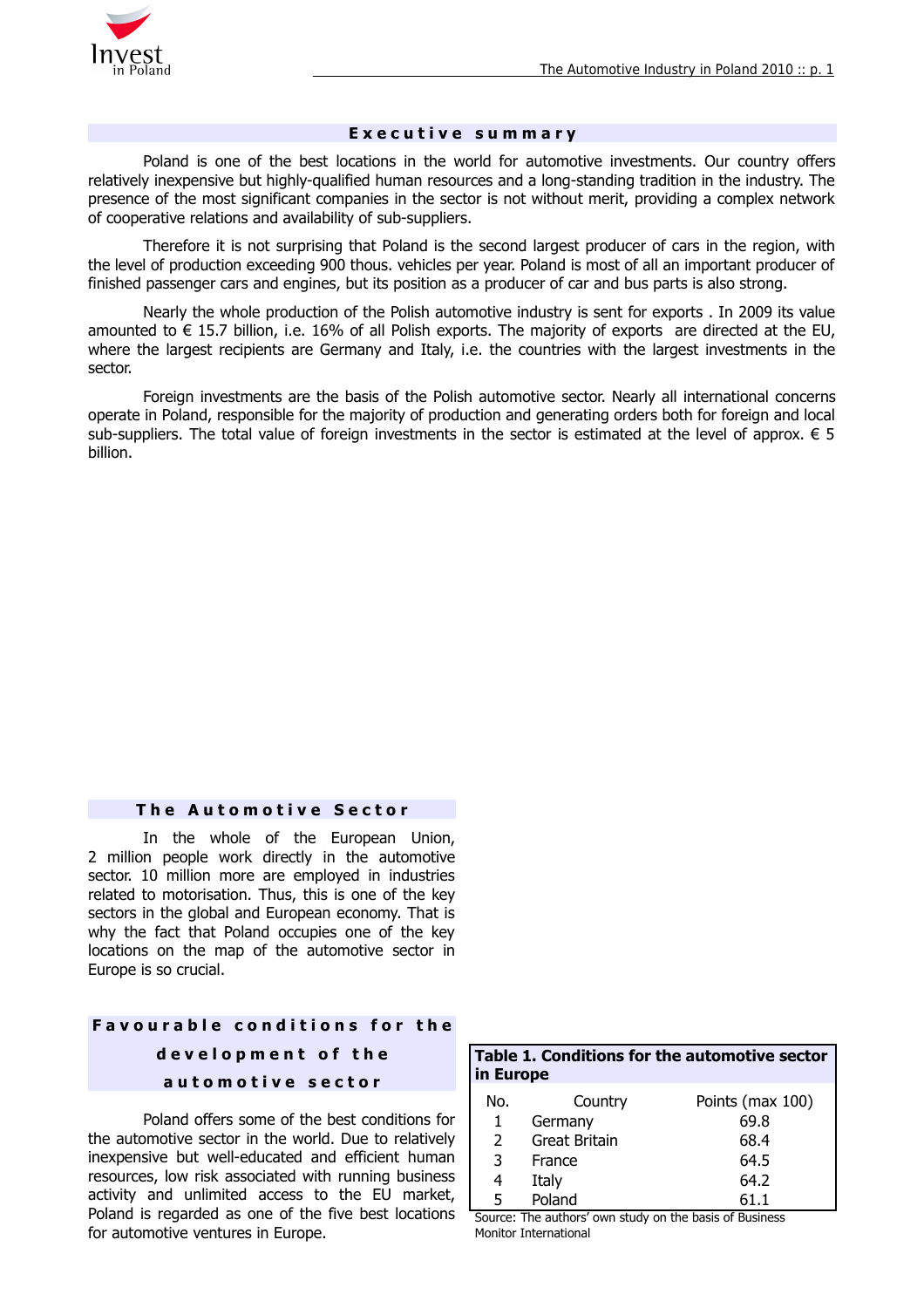## Executive summary

Poland is one of the best locations in the world for automotive investments. Our country offers relatively inexpensive but highly-qualified human resources and a long-standing tradition in the industry. The presence of the most significant companies in the sector is not without merit, providing a complex network of cooperative relations and availability of sub-suppliers.

Therefore it is not surprising that Poland is the second largest producer of cars in the region, with the level of production exceeding 900 thous. vehicles per year. Poland is most of all an important producer of finished passenger cars and engines, but its position as a producer of car and bus parts is also strong.

Nearly the whole production of the Polish automotive industry is sent for exports . In 2009 its value amounted to € 15.7 billion, i.e. 16% of all Polish exports. The majority of exports are directed at the EU, where the largest recipients are Germany and Italy, i.e. the countries with the largest investments in the sector.

Foreign investments are the basis of the Polish automotive sector. Nearly all international concerns operate in Poland, responsible for the majority of production and generating orders both for foreign and local sub-suppliers. The total value of foreign investments in the sector is estimated at the level of approx. € 5 billion.

## The Automotive Sector

In the whole of the European Union, 2 million people work directly in the automotive sector. 10 million more are employed in industries related to motorisation. Thus, this is one of the key sectors in the global and European economy. That is why the fact that Poland occupies one of the key locations on the map of the automotive sector in Europe is so crucial.

## Favourable conditions for the development of the automotive sector

Poland offers some of the best conditions for the automotive sector in the world. Due to relatively inexpensive but well-educated and efficient human resources, low risk associated with running business activity and unlimited access to the EU market, Poland is regarded as one of the five best locations for automotive ventures in Europe.

**Table 1. Conditions for the automotive sector in Europe**

| No. | Country | Points (max 100) |
|---|---|---|
| 1 | Germany | 69.8 |
| 2 | Great Britain | 68.4 |
| 3 | France | 64.5 |
| 4 | Italy | 64.2 |
| 5 | Poland | 61.1 |

Source: The authors' own study on the basis of Business Monitor International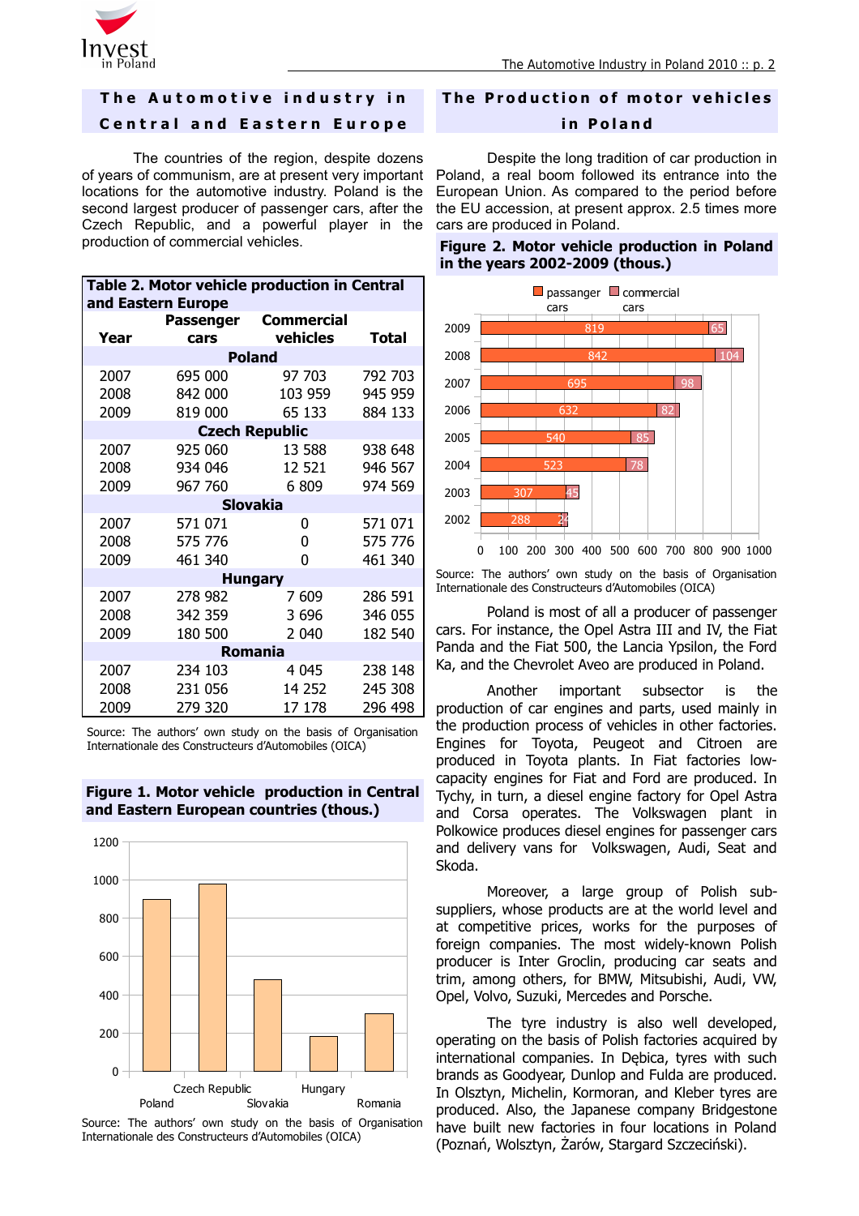## The Automotive industry in Central and Eastern Europe

The countries of the region, despite dozens of years of communism, are at present very important locations for the automotive industry. Poland is the second largest producer of passenger cars, after the Czech Republic, and a powerful player in the production of commercial vehicles.

**Table 2. Motor vehicle production in Central and Eastern Europe**

| Year | Passenger cars | Commercial vehicles | Total |
|---|---|---|---|
| **Poland** | | | |
| 2007 | 695 000 | 97 703 | 792 703 |
| 2008 | 842 000 | 103 959 | 945 959 |
| 2009 | 819 000 | 65 133 | 884 133 |
| **Czech Republic** | | | |
| 2007 | 925 060 | 13 588 | 938 648 |
| 2008 | 934 046 | 12 521 | 946 567 |
| 2009 | 967 760 | 6 809 | 974 569 |
| **Slovakia** | | | |
| 2007 | 571 071 | 0 | 571 071 |
| 2008 | 575 776 | 0 | 575 776 |
| 2009 | 461 340 | 0 | 461 340 |
| **Hungary** | | | |
| 2007 | 278 982 | 7 609 | 286 591 |
| 2008 | 342 359 | 3 696 | 346 055 |
| 2009 | 180 500 | 2 040 | 182 540 |
| **Romania** | | | |
| 2007 | 234 103 | 4 045 | 238 148 |
| 2008 | 231 056 | 14 252 | 245 308 |
| 2009 | 279 320 | 17 178 | 296 498 |

Source: The authors' own study on the basis of Organisation Internationale des Constructeurs d'Automobiles (OICA)

**Figure 1. Motor vehicle production in Central and Eastern European countries (thous.)**

Source: The authors' own study on the basis of Organisation Internationale des Constructeurs d'Automobiles (OICA)

## The Production of motor vehicles in Poland

Despite the long tradition of car production in Poland, a real boom followed its entrance into the European Union. As compared to the period before the EU accession, at present approx. 2.5 times more cars are produced in Poland.

**Figure 2. Motor vehicle production in Poland in the years 2002-2009 (thous.)**

| Year | passanger cars | commercial cars |
|---|---|---|
| 2009 | 819 | 65 |
| 2008 | 842 | 104 |
| 2007 | 695 | 98 |
| 2006 | 632 | 82 |
| 2005 | 540 | 85 |
| 2004 | 523 | 78 |
| 2003 | 307 | 45 |
| 2002 | 288 | 24 |

Source: The authors' own study on the basis of Organisation Internationale des Constructeurs d'Automobiles (OICA)

Poland is most of all a producer of passenger cars. For instance, the Opel Astra III and IV, the Fiat Panda and the Fiat 500, the Lancia Ypsilon, the Ford Ka, and the Chevrolet Aveo are produced in Poland.

Another important subsector is the production of car engines and parts, used mainly in the production process of vehicles in other factories. Engines for Toyota, Peugeot and Citroen are produced in Toyota plants. In Fiat factories low-capacity engines for Fiat and Ford are produced. In Tychy, in turn, a diesel engine factory for Opel Astra and Corsa operates. The Volkswagen plant in Polkowice produces diesel engines for passenger cars and delivery vans for Volkswagen, Audi, Seat and Skoda.

Moreover, a large group of Polish sub-suppliers, whose products are at the world level and at competitive prices, works for the purposes of foreign companies. The most widely-known Polish producer is Inter Groclin, producing car seats and trim, among others, for BMW, Mitsubishi, Audi, VW, Opel, Volvo, Suzuki, Mercedes and Porsche.

The tyre industry is also well developed, operating on the basis of Polish factories acquired by international companies. In Dębica, tyres with such brands as Goodyear, Dunlop and Fulda are produced. In Olsztyn, Michelin, Kormoran, and Kleber tyres are produced. Also, the Japanese company Bridgestone have built new factories in four locations in Poland (Poznań, Wolsztyn, Żarów, Stargard Szczeciński).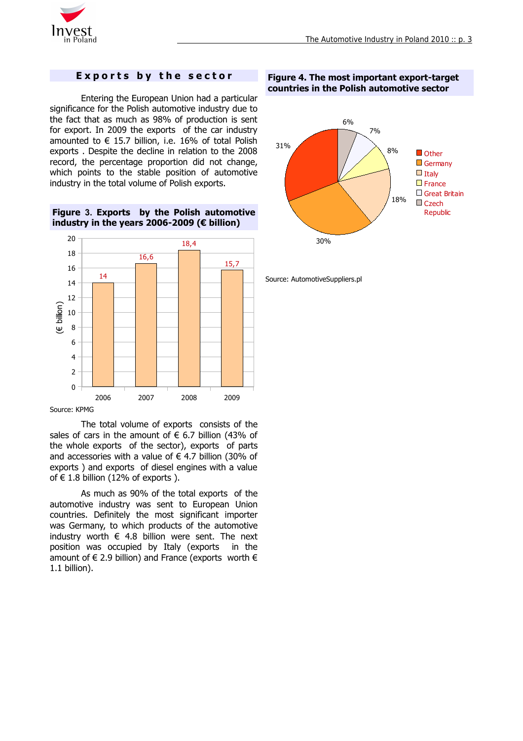## Exports by the sector

Entering the European Union had a particular significance for the Polish automotive industry due to the fact that as much as 98% of production is sent for export. In 2009 the exports of the car industry amounted to € 15.7 billion, i.e. 16% of total Polish exports . Despite the decline in relation to the 2008 record, the percentage proportion did not change, which points to the stable position of automotive industry in the total volume of Polish exports.

**Figure 3. Exports by the Polish automotive industry in the years 2006-2009 (€ billion)**

| Year | € billion |
|---|---|
| 2006 | 14 |
| 2007 | 16,6 |
| 2008 | 18,4 |
| 2009 | 15,7 |

Source: KPMG

The total volume of exports consists of the sales of cars in the amount of € 6.7 billion (43% of the whole exports of the sector), exports of parts and accessories with a value of € 4.7 billion (30% of exports ) and exports of diesel engines with a value of € 1.8 billion (12% of exports ).

As much as 90% of the total exports of the automotive industry was sent to European Union countries. Definitely the most significant importer was Germany, to which products of the automotive industry worth € 4.8 billion were sent. The next position was occupied by Italy (exports in the amount of € 2.9 billion) and France (exports worth € 1.1 billion).

**Figure 4. The most important export-target countries in the Polish automotive sector**

| Country | Share |
|---|---|
| Other | 31% |
| Germany | 30% |
| Italy | 18% |
| France | 8% |
| Great Britain | 7% |
| Czech Republic | 6% |

Source: AutomotiveSuppliers.pl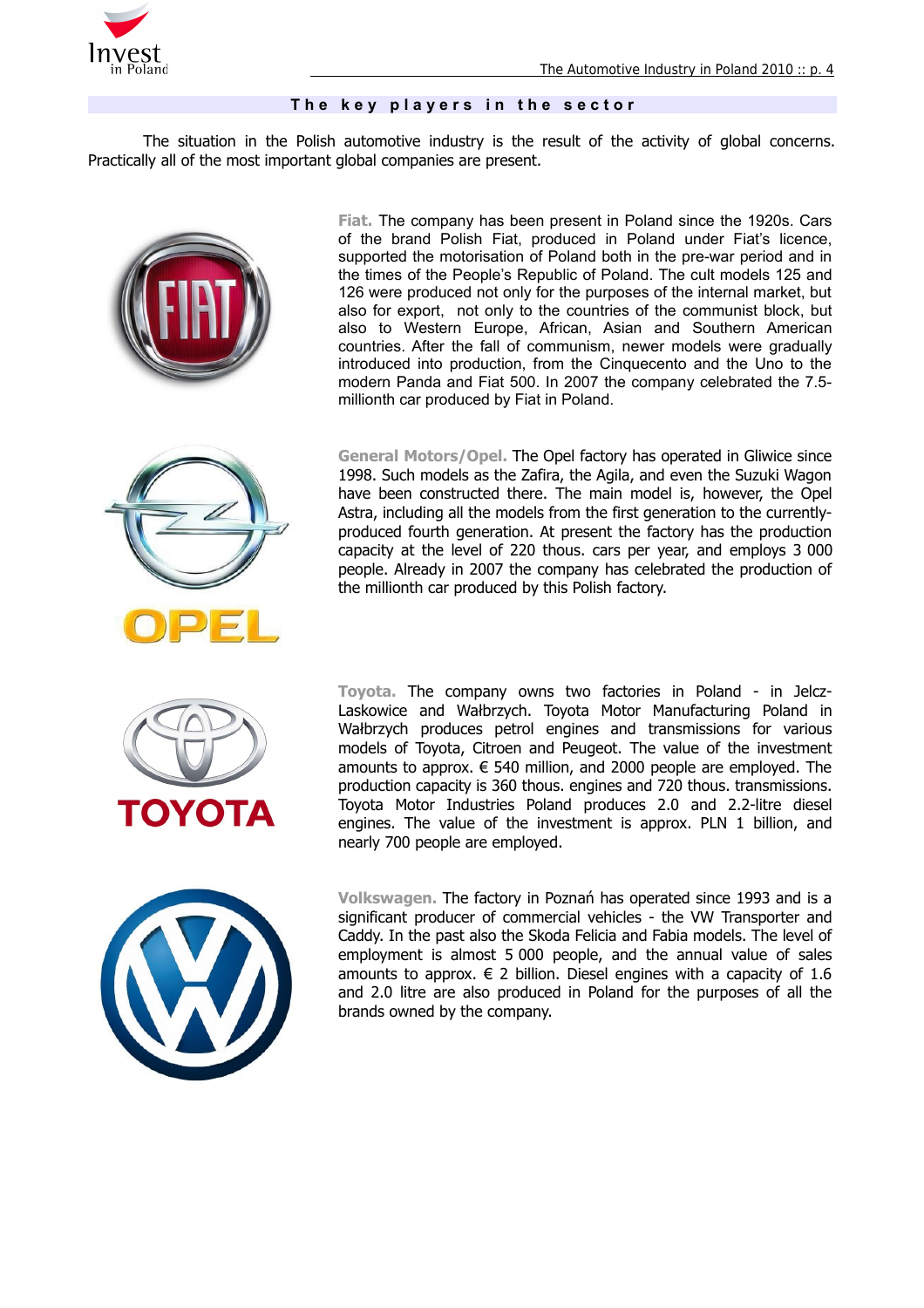## The key players in the sector

The situation in the Polish automotive industry is the result of the activity of global concerns. Practically all of the most important global companies are present.

**Fiat.** The company has been present in Poland since the 1920s. Cars of the brand Polish Fiat, produced in Poland under Fiat's licence, supported the motorisation of Poland both in the pre-war period and in the times of the People's Republic of Poland. The cult models 125 and 126 were produced not only for the purposes of the internal market, but also for export, not only to the countries of the communist block, but also to Western Europe, African, Asian and Southern American countries. After the fall of communism, newer models were gradually introduced into production, from the Cinquecento and the Uno to the modern Panda and Fiat 500. In 2007 the company celebrated the 7.5-millionth car produced by Fiat in Poland.

**General Motors/Opel.** The Opel factory has operated in Gliwice since 1998. Such models as the Zafira, the Agila, and even the Suzuki Wagon have been constructed there. The main model is, however, the Opel Astra, including all the models from the first generation to the currently-produced fourth generation. At present the factory has the production capacity at the level of 220 thous. cars per year, and employs 3 000 people. Already in 2007 the company has celebrated the production of the millionth car produced by this Polish factory.

**Toyota.** The company owns two factories in Poland - in Jelcz-Laskowice and Wałbrzych. Toyota Motor Manufacturing Poland in Wałbrzych produces petrol engines and transmissions for various models of Toyota, Citroen and Peugeot. The value of the investment amounts to approx. € 540 million, and 2000 people are employed. The production capacity is 360 thous. engines and 720 thous. transmissions. Toyota Motor Industries Poland produces 2.0 and 2.2-litre diesel engines. The value of the investment is approx. PLN 1 billion, and nearly 700 people are employed.

**Volkswagen.** The factory in Poznań has operated since 1993 and is a significant producer of commercial vehicles - the VW Transporter and Caddy. In the past also the Skoda Felicia and Fabia models. The level of employment is almost 5 000 people, and the annual value of sales amounts to approx. € 2 billion. Diesel engines with a capacity of 1.6 and 2.0 litre are also produced in Poland for the purposes of all the brands owned by the company.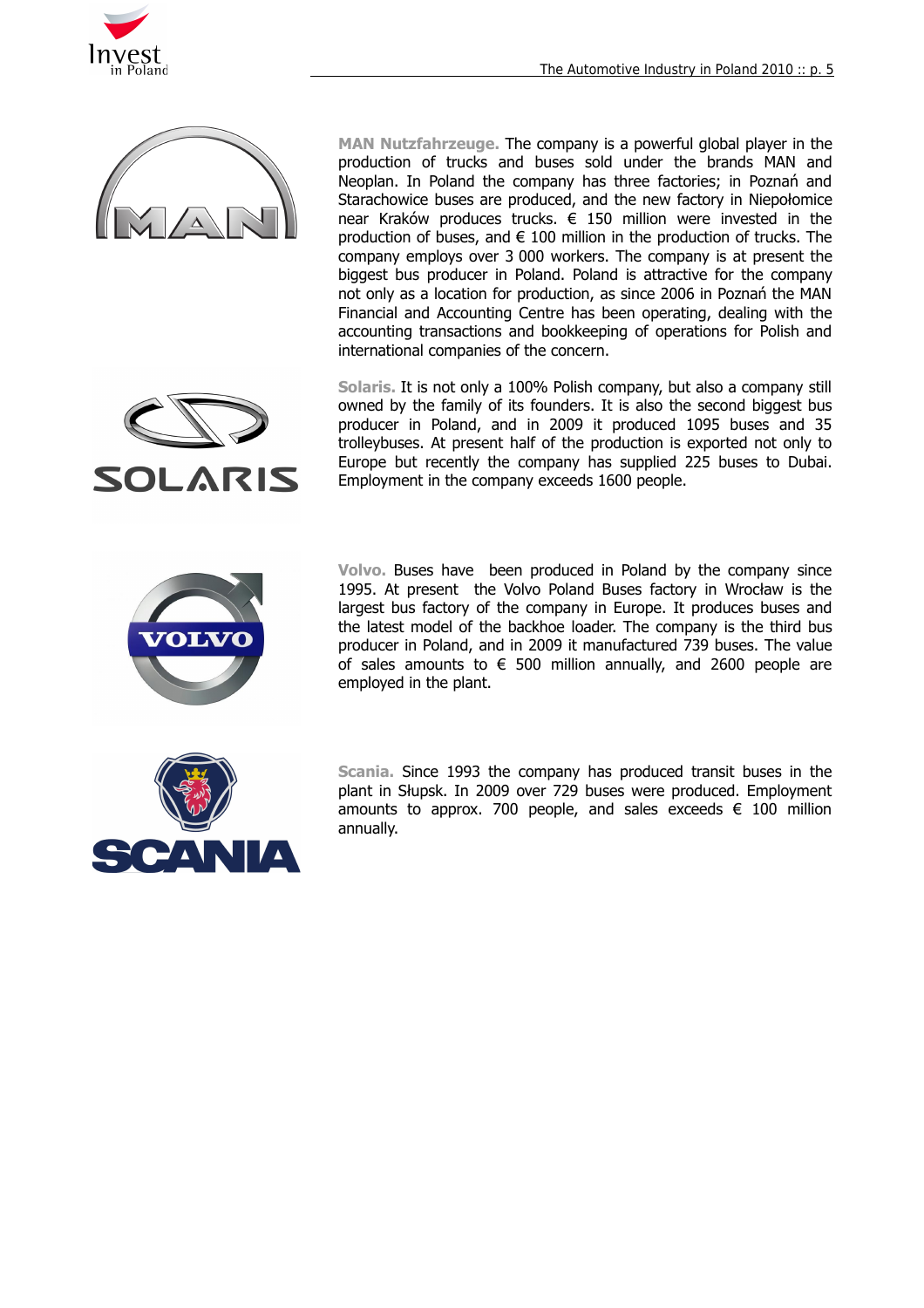**MAN Nutzfahrzeuge.** The company is a powerful global player in the production of trucks and buses sold under the brands MAN and Neoplan. In Poland the company has three factories; in Poznań and Starachowice buses are produced, and the new factory in Niepołomice near Kraków produces trucks. € 150 million were invested in the production of buses, and € 100 million in the production of trucks. The company employs over 3 000 workers. The company is at present the biggest bus producer in Poland. Poland is attractive for the company not only as a location for production, as since 2006 in Poznań the MAN Financial and Accounting Centre has been operating, dealing with the accounting transactions and bookkeeping of operations for Polish and international companies of the concern.

**Solaris.** It is not only a 100% Polish company, but also a company still owned by the family of its founders. It is also the second biggest bus producer in Poland, and in 2009 it produced 1095 buses and 35 trolleybuses. At present half of the production is exported not only to Europe but recently the company has supplied 225 buses to Dubai. Employment in the company exceeds 1600 people.

**Volvo.** Buses have been produced in Poland by the company since 1995. At present the Volvo Poland Buses factory in Wrocław is the largest bus factory of the company in Europe. It produces buses and the latest model of the backhoe loader. The company is the third bus producer in Poland, and in 2009 it manufactured 739 buses. The value of sales amounts to € 500 million annually, and 2600 people are employed in the plant.

**Scania.** Since 1993 the company has produced transit buses in the plant in Słupsk. In 2009 over 729 buses were produced. Employment amounts to approx. 700 people, and sales exceeds € 100 million annually.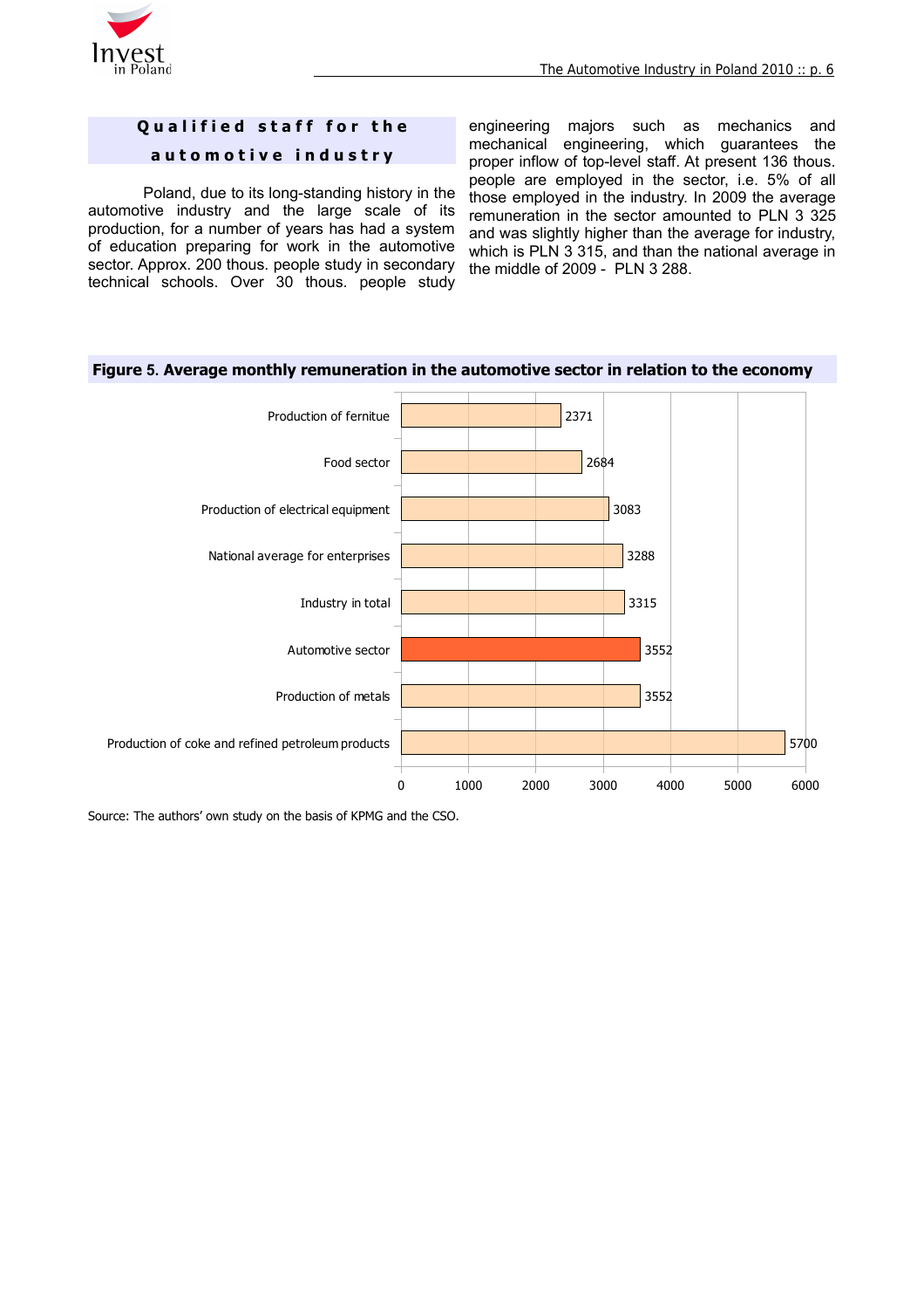## Qualified staff for the automotive industry

Poland, due to its long-standing history in the automotive industry and the large scale of its production, for a number of years has had a system of education preparing for work in the automotive sector. Approx. 200 thous. people study in secondary technical schools. Over 30 thous. people study engineering majors such as mechanics and mechanical engineering, which guarantees the proper inflow of top-level staff. At present 136 thous. people are employed in the sector, i.e. 5% of all those employed in the industry. In 2009 the average remuneration in the sector amounted to PLN 3 325 and was slightly higher than the average for industry, which is PLN 3 315, and than the national average in the middle of 2009 - PLN 3 288.

**Figure 5. Average monthly remuneration in the automotive sector in relation to the economy**

| Sector | Value |
|---|---|
| Production of fernitue | 2371 |
| Food sector | 2684 |
| Production of electrical equipment | 3083 |
| National average for enterprises | 3288 |
| Industry in total | 3315 |
| Automotive sector | 3552 |
| Production of metals | 3552 |
| Production of coke and refined petroleum products | 5700 |

Source: The authors' own study on the basis of KPMG and the CSO.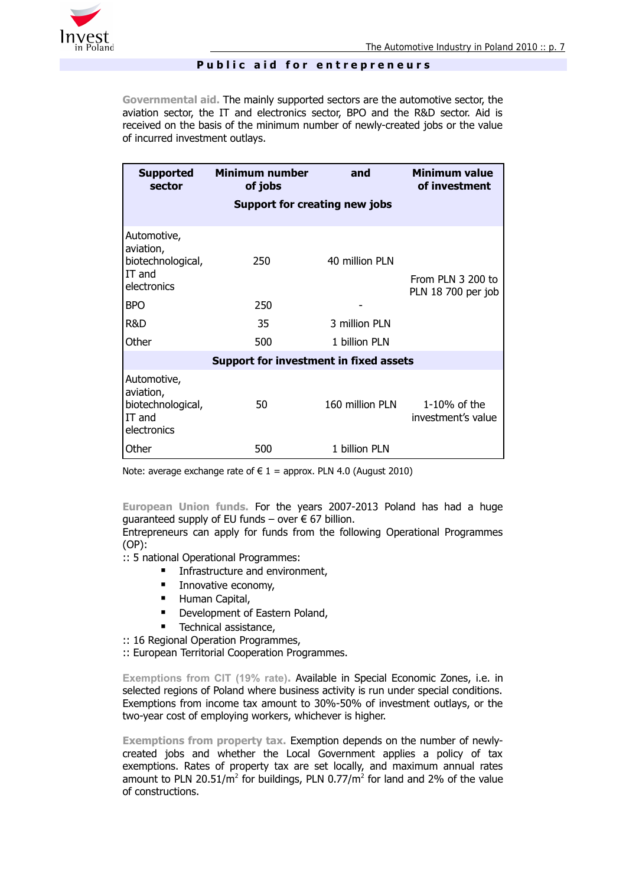## Public aid for entrepreneurs

**Governmental aid.** The mainly supported sectors are the automotive sector, the aviation sector, the IT and electronics sector, BPO and the R&D sector. Aid is received on the basis of the minimum number of newly-created jobs or the value of incurred investment outlays.

| Supported sector | Minimum number of jobs | and | Minimum value of investment |
|---|---|---|---|
| **Support for creating new jobs** | | | |
| Automotive, aviation, biotechnological, IT and electronics | 250 | 40 million PLN | From PLN 3 200 to PLN 18 700 per job |
| BPO | 250 | - | |
| R&D | 35 | 3 million PLN | |
| Other | 500 | 1 billion PLN | |
| **Support for investment in fixed assets** | | | |
| Automotive, aviation, biotechnological, IT and electronics | 50 | 160 million PLN | 1-10% of the investment's value |
| Other | 500 | 1 billion PLN | |

Note: average exchange rate of € 1 = approx. PLN 4.0 (August 2010)

**European Union funds.** For the years 2007-2013 Poland has had a huge guaranteed supply of EU funds – over € 67 billion.
Entrepreneurs can apply for funds from the following Operational Programmes (OP):

:: 5 national Operational Programmes:

- Infrastructure and environment,
- Innovative economy,
- Human Capital,
- Development of Eastern Poland,
- Technical assistance,

:: 16 Regional Operation Programmes,
:: European Territorial Cooperation Programmes.

**Exemptions from CIT (19% rate).** Available in Special Economic Zones, i.e. in selected regions of Poland where business activity is run under special conditions. Exemptions from income tax amount to 30%-50% of investment outlays, or the two-year cost of employing workers, whichever is higher.

**Exemptions from property tax.** Exemption depends on the number of newly-created jobs and whether the Local Government applies a policy of tax exemptions. Rates of property tax are set locally, and maximum annual rates amount to PLN 20.51/$m^2$ for buildings, PLN 0.77/$m^2$ for land and 2% of the value of constructions.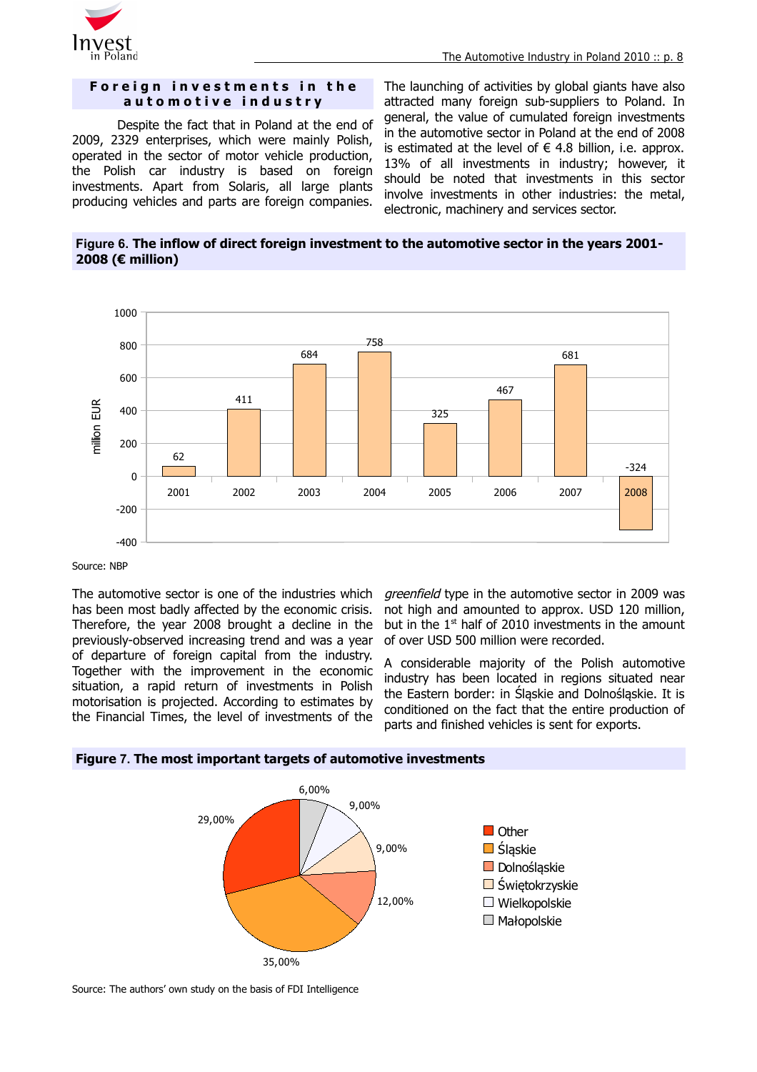## Foreign investments in the automotive industry

Despite the fact that in Poland at the end of 2009, 2329 enterprises, which were mainly Polish, operated in the sector of motor vehicle production, the Polish car industry is based on foreign investments. Apart from Solaris, all large plants producing vehicles and parts are foreign companies.

The launching of activities by global giants have also attracted many foreign sub-suppliers to Poland. In general, the value of cumulated foreign investments in the automotive sector in Poland at the end of 2008 is estimated at the level of € 4.8 billion, i.e. approx. 13% of all investments in industry; however, it should be noted that investments in this sector involve investments in other industries: the metal, electronic, machinery and services sector.

**Figure 6. The inflow of direct foreign investment to the automotive sector in the years 2001-2008 (€ million)**

| Year | million EUR |
|---|---|
| 2001 | 62 |
| 2002 | 411 |
| 2003 | 684 |
| 2004 | 758 |
| 2005 | 325 |
| 2006 | 467 |
| 2007 | 681 |
| 2008 | -324 |

Source: NBP

The automotive sector is one of the industries which has been most badly affected by the economic crisis. Therefore, the year 2008 brought a decline in the previously-observed increasing trend and was a year of departure of foreign capital from the industry. Together with the improvement in the economic situation, a rapid return of investments in Polish motorisation is projected. According to estimates by the Financial Times, the level of investments of the *greenfield* type in the automotive sector in 2009 was not high and amounted to approx. USD 120 million, but in the 1st half of 2010 investments in the amount of over USD 500 million were recorded.

A considerable majority of the Polish automotive industry has been located in regions situated near the Eastern border: in Śląskie and Dolnośląskie. It is conditioned on the fact that the entire production of parts and finished vehicles is sent for exports.

**Figure 7. The most important targets of automotive investments**

| Region | Share |
|---|---|
| Other | 29,00% |
| Śląskie | 35,00% |
| Dolnośląskie | 12,00% |
| Świętokrzyskie | 9,00% |
| Wielkopolskie | 9,00% |
| Małopolskie | 6,00% |

Source: The authors' own study on the basis of FDI Intelligence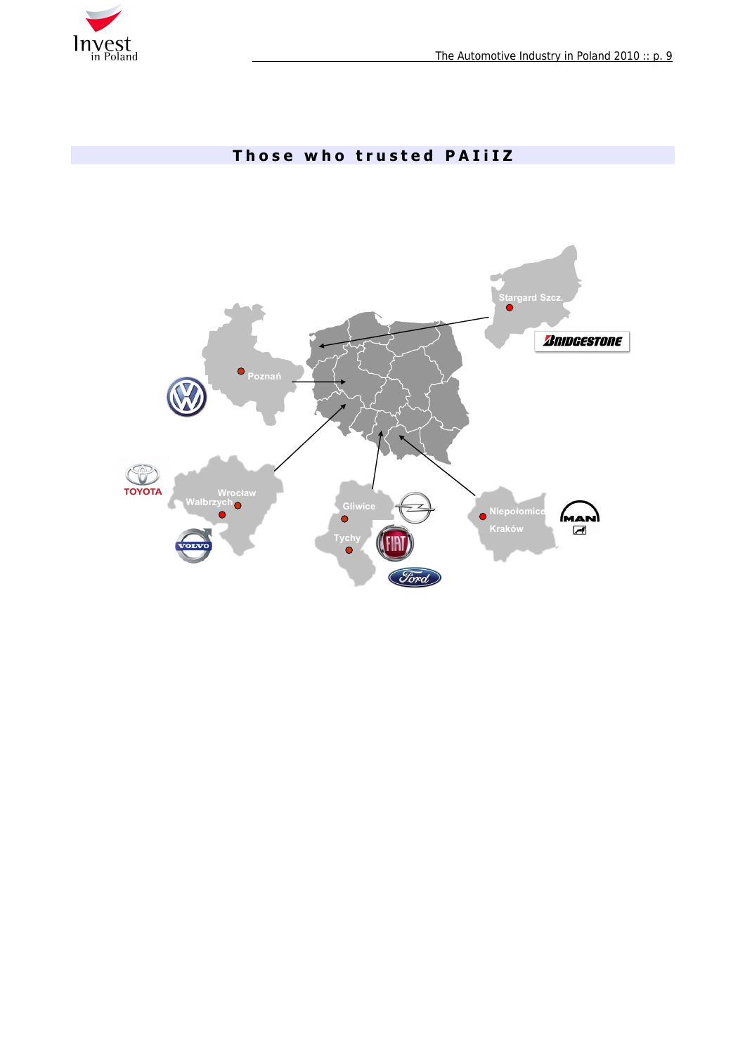## Those who trusted PAIiIZ

Stargard Szcz.

BRIDGESTONE

Poznań

Wrocław

Wałbrzych

TOYOTA

VOLVO

Gliwice

Tychy

FIAT

Ford

Niepołomice

Kraków

MAN